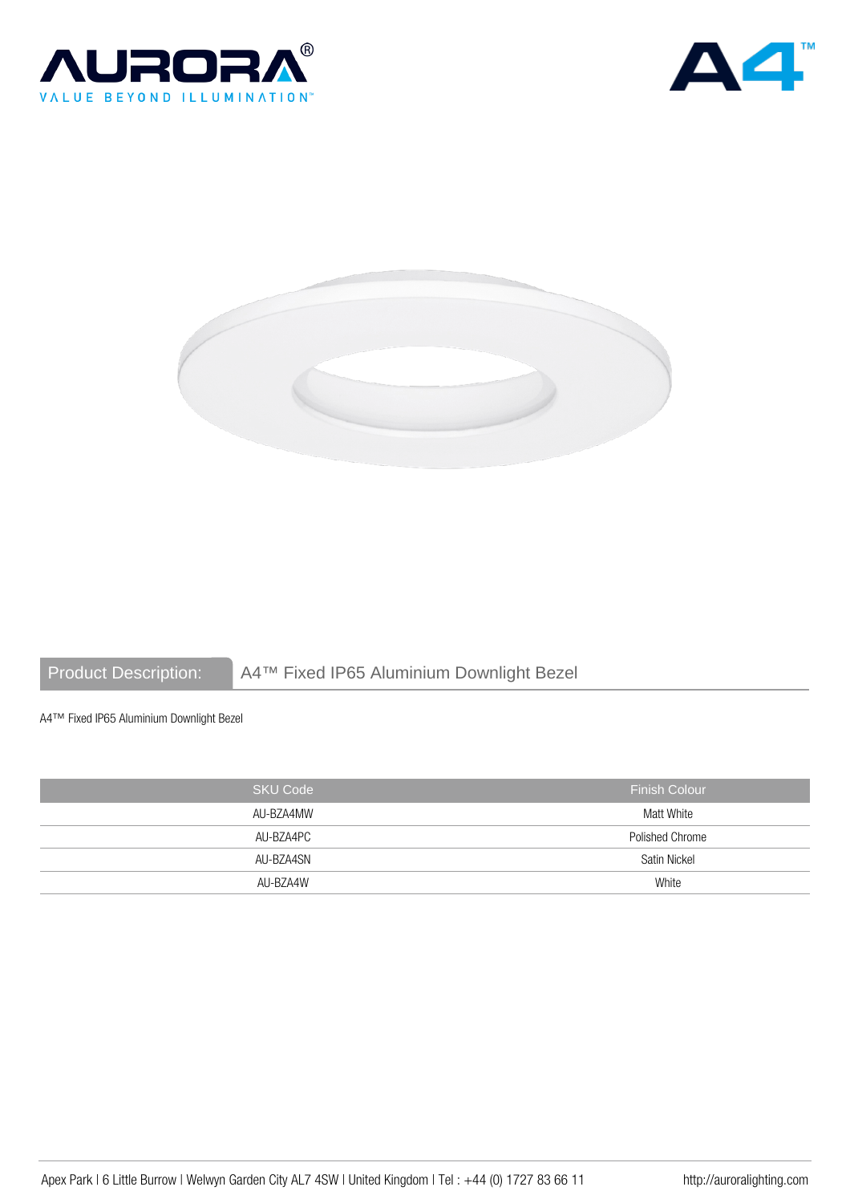AURORA®
VALUE BEYOND ILLUMINATION™

A4™

## Product Description: A4™ Fixed IP65 Aluminium Downlight Bezel

A4™ Fixed IP65 Aluminium Downlight Bezel

| SKU Code | Finish Colour |
|---|---|
| AU-BZA4MW | Matt White |
| AU-BZA4PC | Polished Chrome |
| AU-BZA4SN | Satin Nickel |
| AU-BZA4W | White |

Apex Park | 6 Little Burrow | Welwyn Garden City AL7 4SW | United Kingdom | Tel : +44 (0) 1727 83 66 11 http://auroralighting.com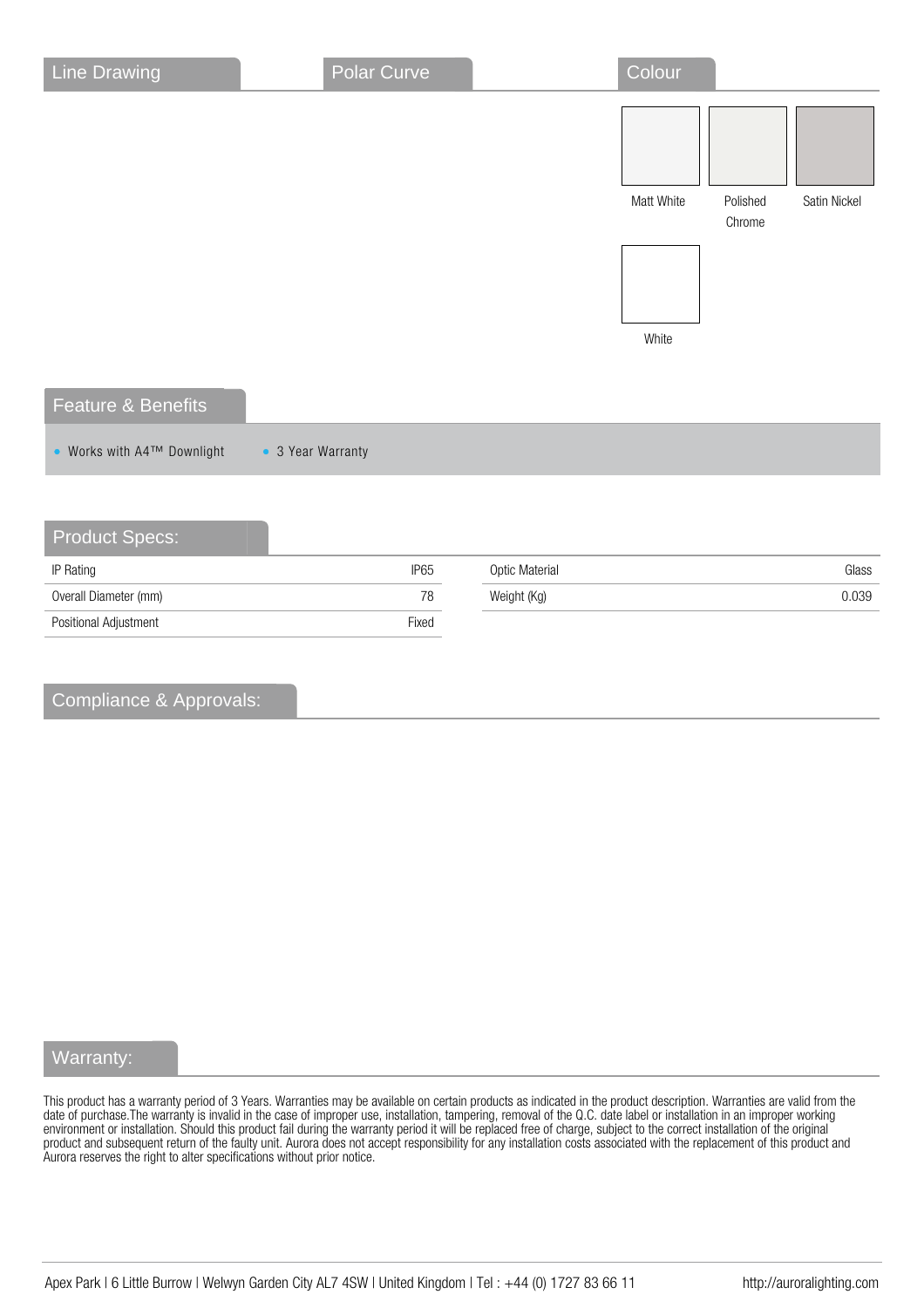## Line Drawing

## Polar Curve

## Colour

Matt White

Polished Chrome

Satin Nickel

White

## Feature & Benefits

- Works with A4™ Downlight
- 3 Year Warranty

## Product Specs:

| | | | |
|---|---|---|---|
| IP Rating | IP65 | Optic Material | Glass |
| Overall Diameter (mm) | 78 | Weight (Kg) | 0.039 |
| Positional Adjustment | Fixed | | |

## Compliance & Approvals:

## Warranty:

This product has a warranty period of 3 Years. Warranties may be available on certain products as indicated in the product description. Warranties are valid from the date of purchase.The warranty is invalid in the case of improper use, installation, tampering, removal of the Q.C. date label or installation in an improper working environment or installation. Should this product fail during the warranty period it will be replaced free of charge, subject to the correct installation of the original product and subsequent return of the faulty unit. Aurora does not accept responsibility for any installation costs associated with the replacement of this product and Aurora reserves the right to alter specifications without prior notice.

Apex Park | 6 Little Burrow | Welwyn Garden City AL7 4SW | United Kingdom | Tel : +44 (0) 1727 83 66 11 http://auroralighting.com